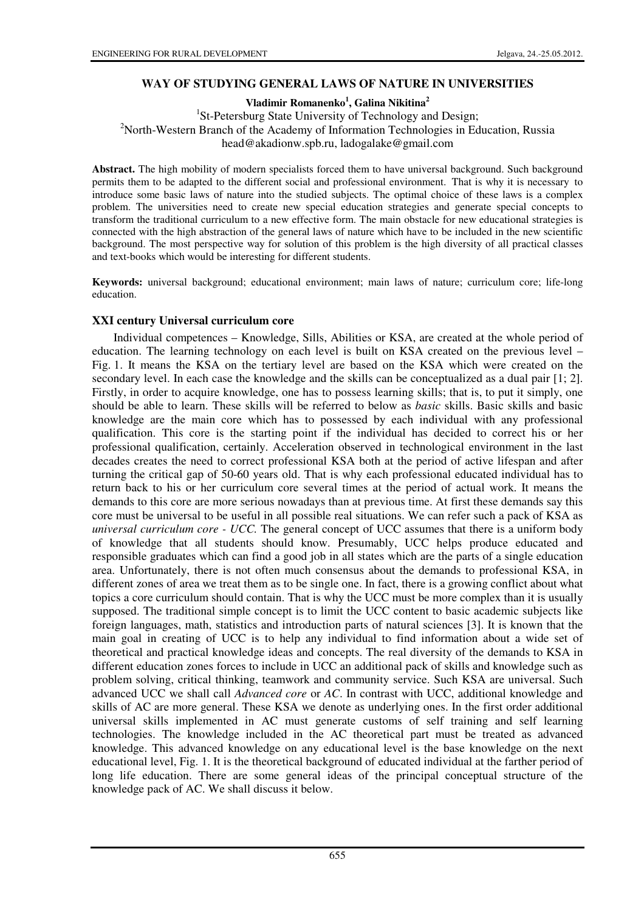# WAY OF STUDYING GENERAL LAWS OF NATURE IN UNIVERSITIES

**Vladimir Romanenko[1], Galina Nikitina[2]**

[1]St-Petersburg State University of Technology and Design;
[2]North-Western Branch of the Academy of Information Technologies in Education, Russia
head@akadionw.spb.ru, ladogalake@gmail.com

**Abstract.** The high mobility of modern specialists forced them to have universal background. Such background permits them to be adapted to the different social and professional environment. That is why it is necessary to introduce some basic laws of nature into the studied subjects. The optimal choice of these laws is a complex problem. The universities need to create new special education strategies and generate special concepts to transform the traditional curriculum to a new effective form. The main obstacle for new educational strategies is connected with the high abstraction of the general laws of nature which have to be included in the new scientific background. The most perspective way for solution of this problem is the high diversity of all practical classes and text-books which would be interesting for different students.

**Keywords:** universal background; educational environment; main laws of nature; curriculum core; life-long education.

## XXI century Universal curriculum core

Individual competences – Knowledge, Sills, Abilities or KSA, are created at the whole period of education. The learning technology on each level is built on KSA created on the previous level – Fig. 1. It means the KSA on the tertiary level are based on the KSA which were created on the secondary level. In each case the knowledge and the skills can be conceptualized as a dual pair [1; 2]. Firstly, in order to acquire knowledge, one has to possess learning skills; that is, to put it simply, one should be able to learn. These skills will be referred to below as *basic* skills. Basic skills and basic knowledge are the main core which has to possessed by each individual with any professional qualification. This core is the starting point if the individual has decided to correct his or her professional qualification, certainly. Acceleration observed in technological environment in the last decades creates the need to correct professional KSA both at the period of active lifespan and after turning the critical gap of 50-60 years old. That is why each professional educated individual has to return back to his or her curriculum core several times at the period of actual work. It means the demands to this core are more serious nowadays than at previous time. At first these demands say this core must be universal to be useful in all possible real situations. We can refer such a pack of KSA as *universal curriculum core - UCC.* The general concept of UCC assumes that there is a uniform body of knowledge that all students should know. Presumably, UCC helps produce educated and responsible graduates which can find a good job in all states which are the parts of a single education area. Unfortunately, there is not often much consensus about the demands to professional KSA, in different zones of area we treat them as to be single one. In fact, there is a growing conflict about what topics a core curriculum should contain. That is why the UCC must be more complex than it is usually supposed. The traditional simple concept is to limit the UCC content to basic academic subjects like foreign languages, math, statistics and introduction parts of natural sciences [3]. It is known that the main goal in creating of UCC is to help any individual to find information about a wide set of theoretical and practical knowledge ideas and concepts. The real diversity of the demands to KSA in different education zones forces to include in UCC an additional pack of skills and knowledge such as problem solving, critical thinking, teamwork and community service. Such KSA are universal. Such advanced UCC we shall call *Advanced core* or *AC*. In contrast with UCC, additional knowledge and skills of AC are more general. These KSA we denote as underlying ones. In the first order additional universal skills implemented in AC must generate customs of self training and self learning technologies. The knowledge included in the AC theoretical part must be treated as advanced knowledge. This advanced knowledge on any educational level is the base knowledge on the next educational level, Fig. 1. It is the theoretical background of educated individual at the farther period of long life education. There are some general ideas of the principal conceptual structure of the knowledge pack of AC. We shall discuss it below.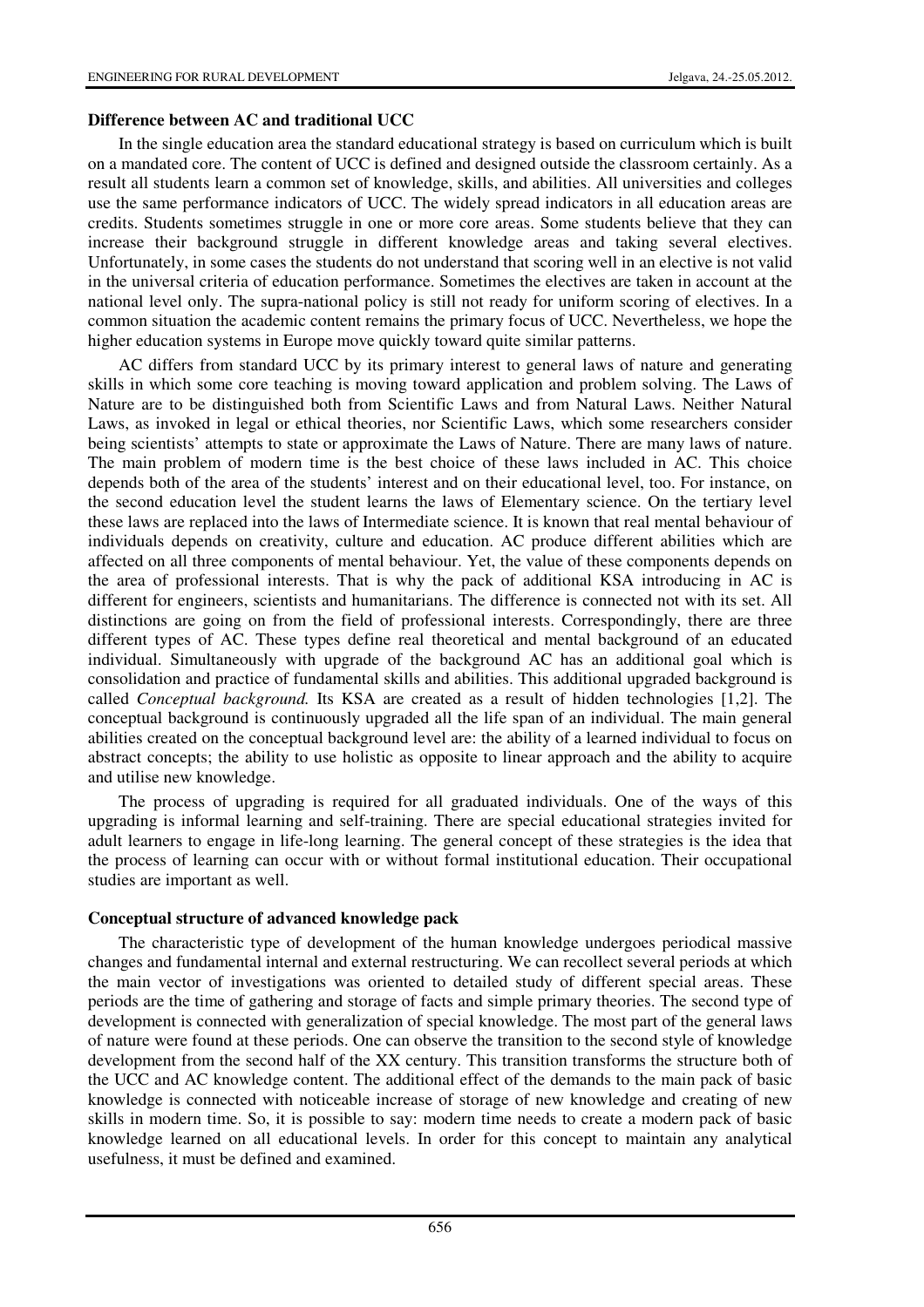### Difference between AC and traditional UCC

In the single education area the standard educational strategy is based on curriculum which is built on a mandated core. The content of UCC is defined and designed outside the classroom certainly. As a result all students learn a common set of knowledge, skills, and abilities. All universities and colleges use the same performance indicators of UCC. The widely spread indicators in all education areas are credits. Students sometimes struggle in one or more core areas. Some students believe that they can increase their background struggle in different knowledge areas and taking several electives. Unfortunately, in some cases the students do not understand that scoring well in an elective is not valid in the universal criteria of education performance. Sometimes the electives are taken in account at the national level only. The supra-national policy is still not ready for uniform scoring of electives. In a common situation the academic content remains the primary focus of UCC. Nevertheless, we hope the higher education systems in Europe move quickly toward quite similar patterns.

AC differs from standard UCC by its primary interest to general laws of nature and generating skills in which some core teaching is moving toward application and problem solving. The Laws of Nature are to be distinguished both from Scientific Laws and from Natural Laws. Neither Natural Laws, as invoked in legal or ethical theories, nor Scientific Laws, which some researchers consider being scientists' attempts to state or approximate the Laws of Nature. There are many laws of nature. The main problem of modern time is the best choice of these laws included in AC. This choice depends both of the area of the students' interest and on their educational level, too. For instance, on the second education level the student learns the laws of Elementary science. On the tertiary level these laws are replaced into the laws of Intermediate science. It is known that real mental behaviour of individuals depends on creativity, culture and education. AC produce different abilities which are affected on all three components of mental behaviour. Yet, the value of these components depends on the area of professional interests. That is why the pack of additional KSA introducing in AC is different for engineers, scientists and humanitarians. The difference is connected not with its set. All distinctions are going on from the field of professional interests. Correspondingly, there are three different types of AC. These types define real theoretical and mental background of an educated individual. Simultaneously with upgrade of the background AC has an additional goal which is consolidation and practice of fundamental skills and abilities. This additional upgraded background is called *Conceptual background.* Its KSA are created as a result of hidden technologies [1,2]. The conceptual background is continuously upgraded all the life span of an individual. The main general abilities created on the conceptual background level are: the ability of a learned individual to focus on abstract concepts; the ability to use holistic as opposite to linear approach and the ability to acquire and utilise new knowledge.

The process of upgrading is required for all graduated individuals. One of the ways of this upgrading is informal learning and self-training. There are special educational strategies invited for adult learners to engage in life-long learning. The general concept of these strategies is the idea that the process of learning can occur with or without formal institutional education. Their occupational studies are important as well.

### Conceptual structure of advanced knowledge pack

The characteristic type of development of the human knowledge undergoes periodical massive changes and fundamental internal and external restructuring. We can recollect several periods at which the main vector of investigations was oriented to detailed study of different special areas. These periods are the time of gathering and storage of facts and simple primary theories. The second type of development is connected with generalization of special knowledge. The most part of the general laws of nature were found at these periods. One can observe the transition to the second style of knowledge development from the second half of the XX century. This transition transforms the structure both of the UCC and AC knowledge content. The additional effect of the demands to the main pack of basic knowledge is connected with noticeable increase of storage of new knowledge and creating of new skills in modern time. So, it is possible to say: modern time needs to create a modern pack of basic knowledge learned on all educational levels. In order for this concept to maintain any analytical usefulness, it must be defined and examined.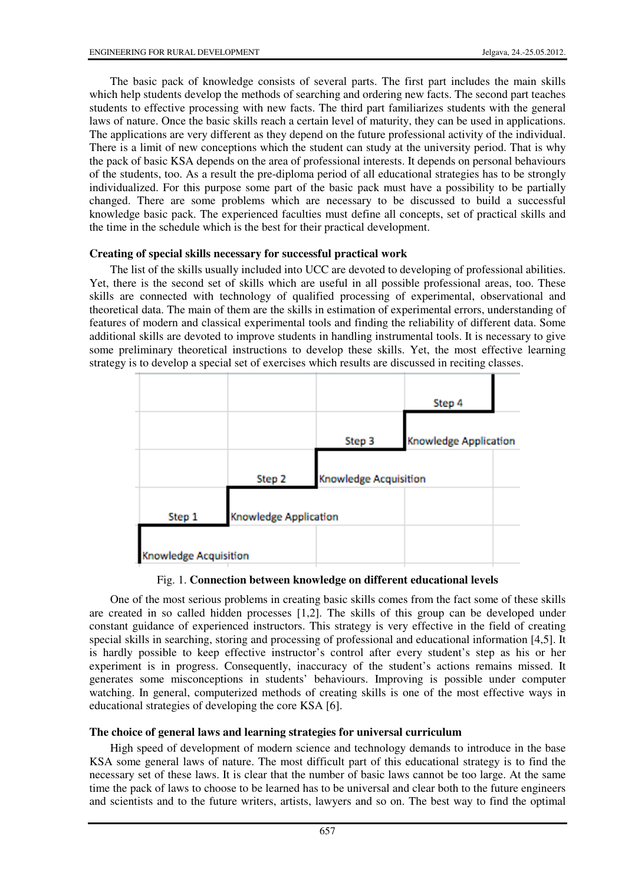The basic pack of knowledge consists of several parts. The first part includes the main skills which help students develop the methods of searching and ordering new facts. The second part teaches students to effective processing with new facts. The third part familiarizes students with the general laws of nature. Once the basic skills reach a certain level of maturity, they can be used in applications. The applications are very different as they depend on the future professional activity of the individual. There is a limit of new conceptions which the student can study at the university period. That is why the pack of basic KSA depends on the area of professional interests. It depends on personal behaviours of the students, too. As a result the pre-diploma period of all educational strategies has to be strongly individualized. For this purpose some part of the basic pack must have a possibility to be partially changed. There are some problems which are necessary to be discussed to build a successful knowledge basic pack. The experienced faculties must define all concepts, set of practical skills and the time in the schedule which is the best for their practical development.

**Creating of special skills necessary for successful practical work**

The list of the skills usually included into UCC are devoted to developing of professional abilities. Yet, there is the second set of skills which are useful in all possible professional areas, too. These skills are connected with technology of qualified processing of experimental, observational and theoretical data. The main of them are the skills in estimation of experimental errors, understanding of features of modern and classical experimental tools and finding the reliability of different data. Some additional skills are devoted to improve students in handling instrumental tools. It is necessary to give some preliminary theoretical instructions to develop these skills. Yet, the most effective learning strategy is to develop a special set of exercises which results are discussed in reciting classes.

Step 4
Knowledge Application
Step 3
Knowledge Acquisition
Step 2
Knowledge Application
Step 1
Knowledge Acquisition

Fig. 1. **Connection between knowledge on different educational levels**

One of the most serious problems in creating basic skills comes from the fact some of these skills are created in so called hidden processes [1,2]. The skills of this group can be developed under constant guidance of experienced instructors. This strategy is very effective in the field of creating special skills in searching, storing and processing of professional and educational information [4,5]. It is hardly possible to keep effective instructor's control after every student's step as his or her experiment is in progress. Consequently, inaccuracy of the student's actions remains missed. It generates some misconceptions in students' behaviours. Improving is possible under computer watching. In general, computerized methods of creating skills is one of the most effective ways in educational strategies of developing the core KSA [6].

**The choice of general laws and learning strategies for universal curriculum**

High speed of development of modern science and technology demands to introduce in the base KSA some general laws of nature. The most difficult part of this educational strategy is to find the necessary set of these laws. It is clear that the number of basic laws cannot be too large. At the same time the pack of laws to choose to be learned has to be universal and clear both to the future engineers and scientists and to the future writers, artists, lawyers and so on. The best way to find the optimal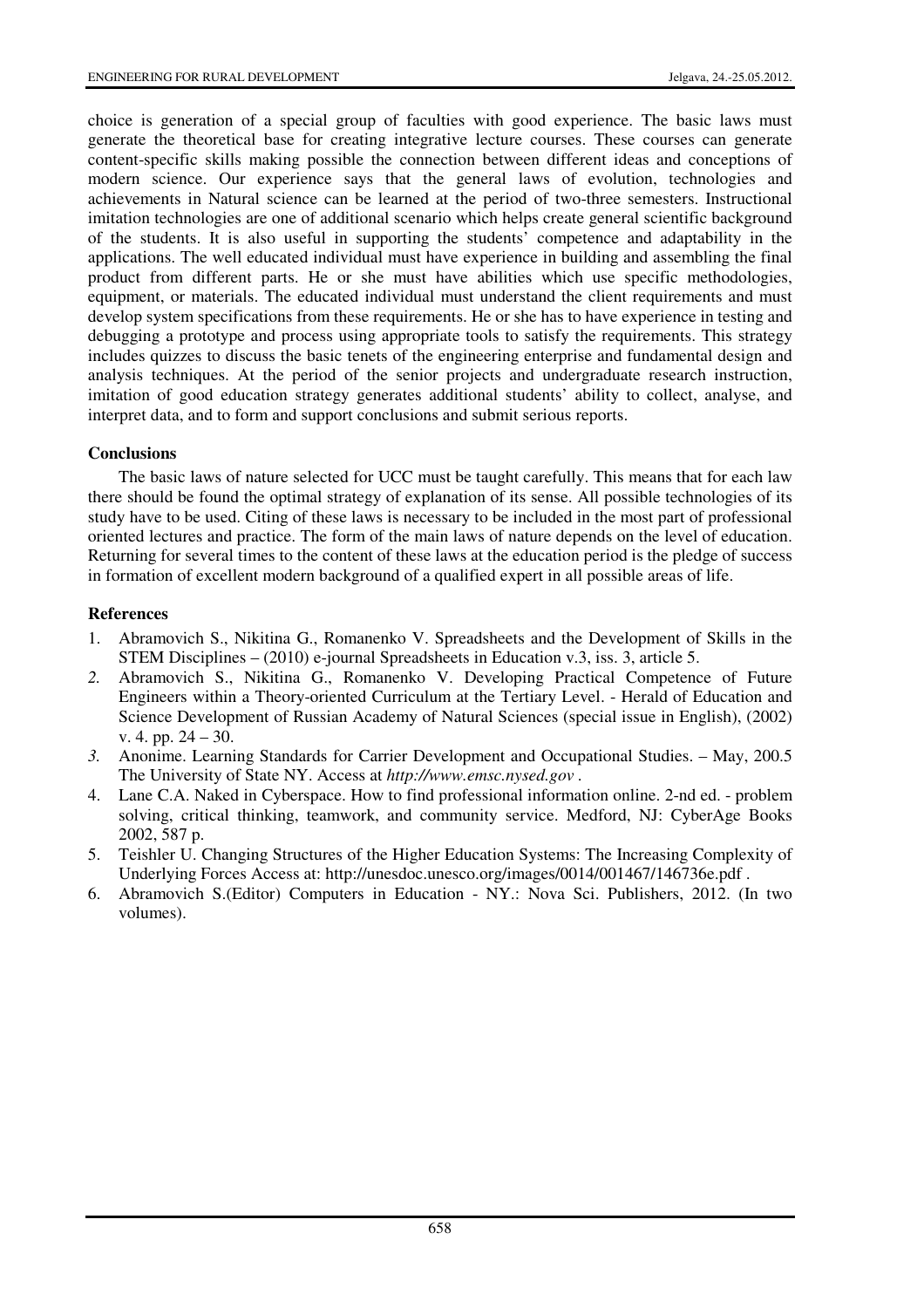choice is generation of a special group of faculties with good experience. The basic laws must generate the theoretical base for creating integrative lecture courses. These courses can generate content-specific skills making possible the connection between different ideas and conceptions of modern science. Our experience says that the general laws of evolution, technologies and achievements in Natural science can be learned at the period of two-three semesters. Instructional imitation technologies are one of additional scenario which helps create general scientific background of the students. It is also useful in supporting the students' competence and adaptability in the applications. The well educated individual must have experience in building and assembling the final product from different parts. He or she must have abilities which use specific methodologies, equipment, or materials. The educated individual must understand the client requirements and must develop system specifications from these requirements. He or she has to have experience in testing and debugging a prototype and process using appropriate tools to satisfy the requirements. This strategy includes quizzes to discuss the basic tenets of the engineering enterprise and fundamental design and analysis techniques. At the period of the senior projects and undergraduate research instruction, imitation of good education strategy generates additional students' ability to collect, analyse, and interpret data, and to form and support conclusions and submit serious reports.

## Conclusions

The basic laws of nature selected for UCC must be taught carefully. This means that for each law there should be found the optimal strategy of explanation of its sense. All possible technologies of its study have to be used. Citing of these laws is necessary to be included in the most part of professional oriented lectures and practice. The form of the main laws of nature depends on the level of education. Returning for several times to the content of these laws at the education period is the pledge of success in formation of excellent modern background of a qualified expert in all possible areas of life.

## References

1. Abramovich S., Nikitina G., Romanenko V. Spreadsheets and the Development of Skills in the STEM Disciplines – (2010) e-journal Spreadsheets in Education v.3, iss. 3, article 5.
2. Abramovich S., Nikitina G., Romanenko V. Developing Practical Competence of Future Engineers within a Theory-oriented Curriculum at the Tertiary Level. - Herald of Education and Science Development of Russian Academy of Natural Sciences (special issue in English), (2002) v. 4. pp. 24 – 30.
3. Anonime. Learning Standards for Carrier Development and Occupational Studies. – May, 200.5 The University of State NY. Access at *http://www.emsc.nysed.gov* .
4. Lane C.A. Naked in Cyberspace. How to find professional information online. 2-nd ed. - problem solving, critical thinking, teamwork, and community service. Medford, NJ: CyberAge Books 2002, 587 p.
5. Teishler U. Changing Structures of the Higher Education Systems: The Increasing Complexity of Underlying Forces Access at: http://unesdoc.unesco.org/images/0014/001467/146736e.pdf .
6. Abramovich S.(Editor) Computers in Education - NY.: Nova Sci. Publishers, 2012. (In two volumes).